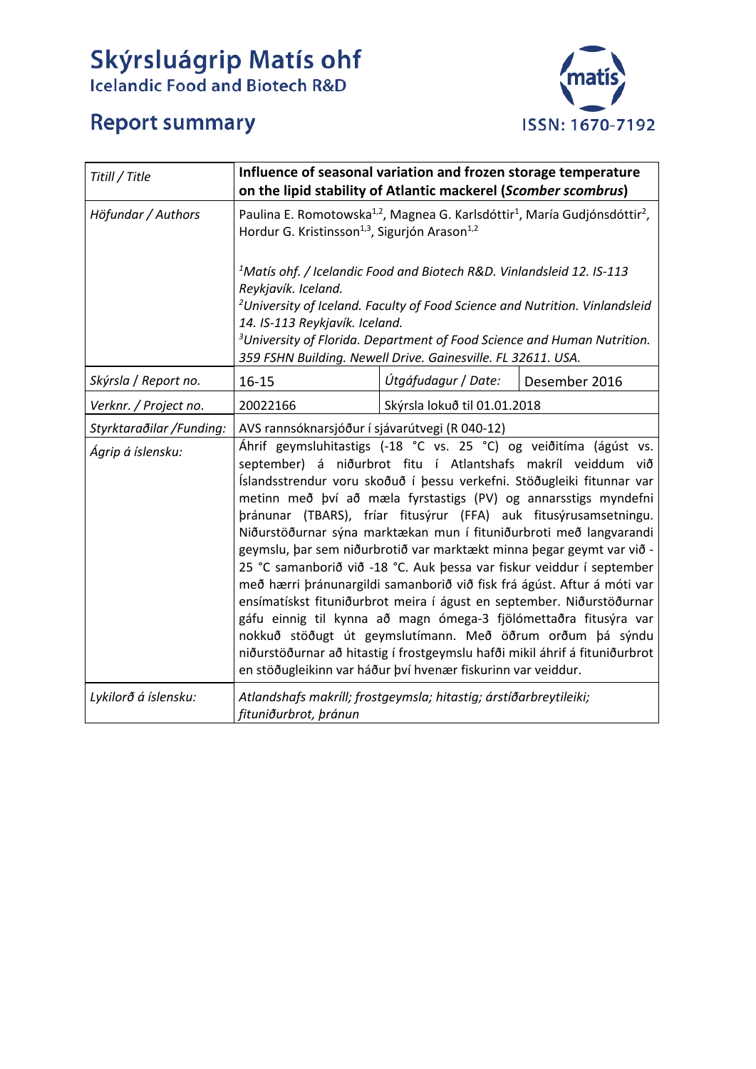# Skýrsluágrip Matís ohf

Icelandic Food and Biotech R&D

## Report summary

ISSN: 1670-7192

| Titill / Title | **Influence of seasonal variation and frozen storage temperature on the lipid stability of Atlantic mackerel (*Scomber scombrus*)** | | |
|---|---|---|---|
| Höfundar / Authors | Paulina E. Romotowska[1,2], Magnea G. Karlsdóttir[1], María Gudjónsdóttir[2], Hordur G. Kristinsson[1,3], Sigurjón Arason[1,2] <br><br> [1]*Matís ohf. / Icelandic Food and Biotech R&D. Vinlandsleid 12. IS-113 Reykjavík. Iceland.* <br> [2]*University of Iceland. Faculty of Food Science and Nutrition. Vinlandsleid 14. IS-113 Reykjavík. Iceland.* <br> [3]*University of Florida. Department of Food Science and Human Nutrition. 359 FSHN Building. Newell Drive. Gainesville. FL 32611. USA.* | | |
| Skýrsla / Report no. | 16-15 | Útgáfudagur / Date: | Desember 2016 |
| Verknr. / Project no. | 20022166 | Skýrsla lokuð til 01.01.2018 | |
| Styrktaraðilar /Funding: | AVS rannsóknarsjóður í sjávarútvegi (R 040-12) | | |
| Ágrip á íslensku: | Áhrif geymsluhitastigs (-18 °C vs. 25 °C) og veiðitíma (ágúst vs. september) á niðurbrot fitu í Atlantshafs makríl veiddum við Íslandsstrendur voru skoðuð í þessu verkefni. Stöðugleiki fitunnar var metinn með því að mæla fyrstastigs (PV) og annarsstigs myndefni þránunar (TBARS), fríar fitusýrur (FFA) auk fitusýrusamsetningu. Niðurstöðurnar sýna marktækan mun í fituniðurbroti með langvarandi geymslu, þar sem niðurbrotið var marktækt minna þegar geymt var við -25 °C samanborið við -18 °C. Auk þessa var fiskur veiddur í september með hærri þránunargildi samanborið við fisk frá ágúst. Aftur á móti var ensímatískt fituniðurbrot meira í ágúst en september. Niðurstöðurnar gáfu einnig til kynna að magn ómega-3 fjölómettaðra fitusýra var nokkuð stöðugt út geymslutímann. Með öðrum orðum þá sýndu niðurstöðurnar að hitastig í frostgeymslu hafði mikil áhrif á fituniðurbrot en stöðugleikinn var háður því hvenær fiskurinn var veiddur. | | |
| Lykilorð á íslensku: | *Atlandshafs makríll; frostgeymsla; hitastig; árstíðarbreytileiki; fituniðurbrot, þránun* | | |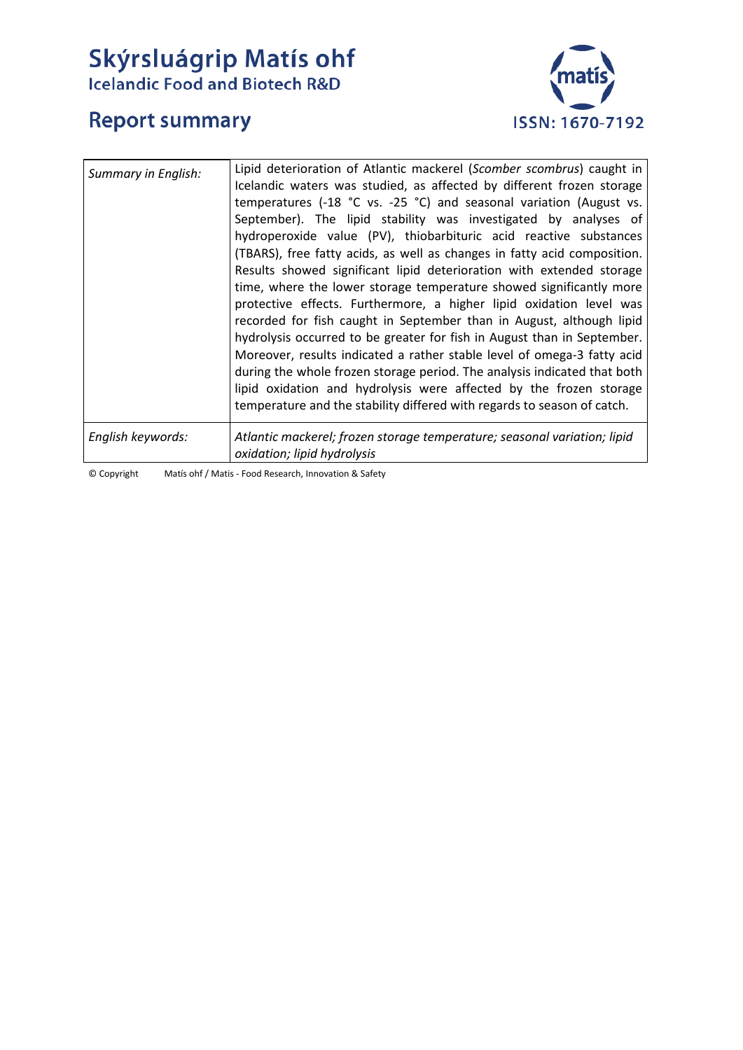# Skýrsluágrip Matís ohf

Icelandic Food and Biotech R&D

## Report summary

ISSN: 1670-7192

| | |
|---|---|
| *Summary in English:* | Lipid deterioration of Atlantic mackerel (*Scomber scombrus*) caught in Icelandic waters was studied, as affected by different frozen storage temperatures (-18 °C vs. -25 °C) and seasonal variation (August vs. September). The lipid stability was investigated by analyses of hydroperoxide value (PV), thiobarbituric acid reactive substances (TBARS), free fatty acids, as well as changes in fatty acid composition. Results showed significant lipid deterioration with extended storage time, where the lower storage temperature showed significantly more protective effects. Furthermore, a higher lipid oxidation level was recorded for fish caught in September than in August, although lipid hydrolysis occurred to be greater for fish in August than in September. Moreover, results indicated a rather stable level of omega-3 fatty acid during the whole frozen storage period. The analysis indicated that both lipid oxidation and hydrolysis were affected by the frozen storage temperature and the stability differed with regards to season of catch. |
| *English keywords:* | *Atlantic mackerel; frozen storage temperature; seasonal variation; lipid oxidation; lipid hydrolysis* |

© Copyright Matís ohf / Matis - Food Research, Innovation & Safety